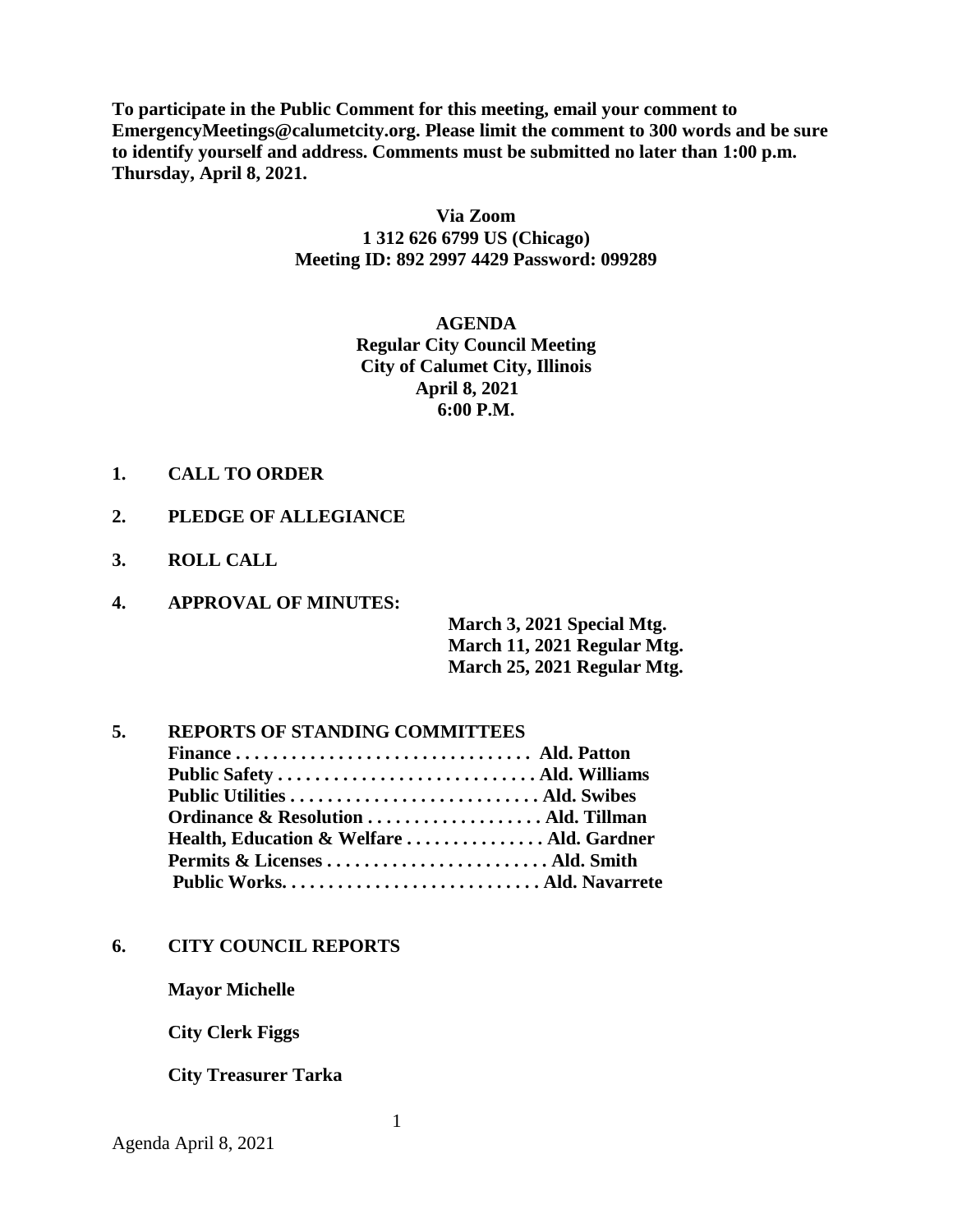**To participate in the Public Comment for this meeting, email your comment to EmergencyMeetings@calumetcity.org. Please limit the comment to 300 words and be sure to identify yourself and address. Comments must be submitted no later than 1:00 p.m. Thursday, April 8, 2021.**

**Via Zoom**
**1 312 626 6799 US (Chicago)**
**Meeting ID: 892 2997 4429 Password: 099289**

# AGENDA
## Regular City Council Meeting
## City of Calumet City, Illinois
## April 8, 2021
## 6:00 P.M.

**1. CALL TO ORDER**

**2. PLEDGE OF ALLEGIANCE**

**3. ROLL CALL**

**4. APPROVAL OF MINUTES:**

- **March 3, 2021 Special Mtg.**
- **March 11, 2021 Regular Mtg.**
- **March 25, 2021 Regular Mtg.**

**5. REPORTS OF STANDING COMMITTEES**

**Finance . . . . . . . . . . . . . . . . . . . . . . . . . . . . . . . . Ald. Patton**
**Public Safety . . . . . . . . . . . . . . . . . . . . . . . . . . . . Ald. Williams**
**Public Utilities . . . . . . . . . . . . . . . . . . . . . . . . . . Ald. Swibes**
**Ordinance & Resolution . . . . . . . . . . . . . . . . . . . Ald. Tillman**
**Health, Education & Welfare . . . . . . . . . . . . . . . Ald. Gardner**
**Permits & Licenses . . . . . . . . . . . . . . . . . . . . . . . . Ald. Smith**
**Public Works. . . . . . . . . . . . . . . . . . . . . . . . . . . . Ald. Navarrete**

**6. CITY COUNCIL REPORTS**

**Mayor Michelle**

**City Clerk Figgs**

**City Treasurer Tarka**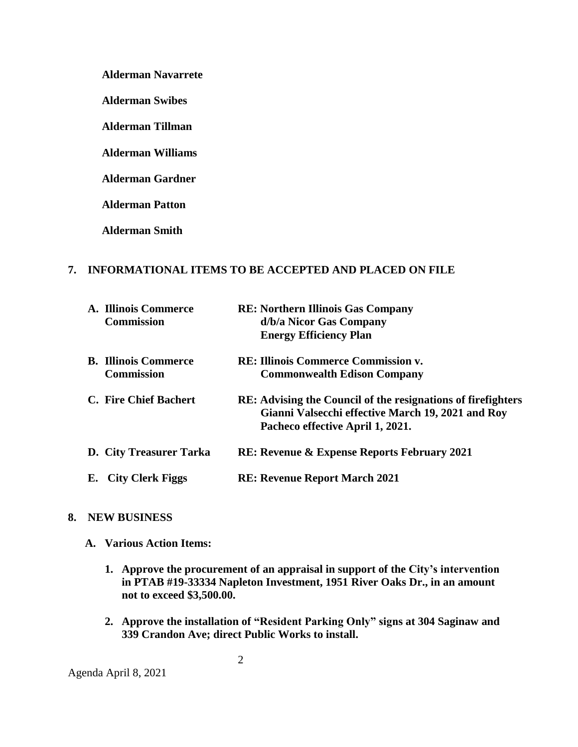**Alderman Navarrete**

**Alderman Swibes**

**Alderman Tillman**

**Alderman Williams**

**Alderman Gardner**

**Alderman Patton**

**Alderman Smith**

## 7. INFORMATIONAL ITEMS TO BE ACCEPTED AND PLACED ON FILE

| | |
|---|---|
| **A. Illinois Commerce Commission** | **RE: Northern Illinois Gas Company d/b/a Nicor Gas Company Energy Efficiency Plan** |
| **B. Illinois Commerce Commission** | **RE: Illinois Commerce Commission v. Commonwealth Edison Company** |
| **C. Fire Chief Bachert** | **RE: Advising the Council of the resignations of firefighters Gianni Valsecchi effective March 19, 2021 and Roy Pacheco effective April 1, 2021.** |
| **D. City Treasurer Tarka** | **RE: Revenue & Expense Reports February 2021** |
| **E. City Clerk Figgs** | **RE: Revenue Report March 2021** |

## 8. NEW BUSINESS

**A. Various Action Items:**

1. **Approve the procurement of an appraisal in support of the City's intervention in PTAB #19-33334 Napleton Investment, 1951 River Oaks Dr., in an amount not to exceed $3,500.00.**

2. **Approve the installation of "Resident Parking Only" signs at 304 Saginaw and 339 Crandon Ave; direct Public Works to install.**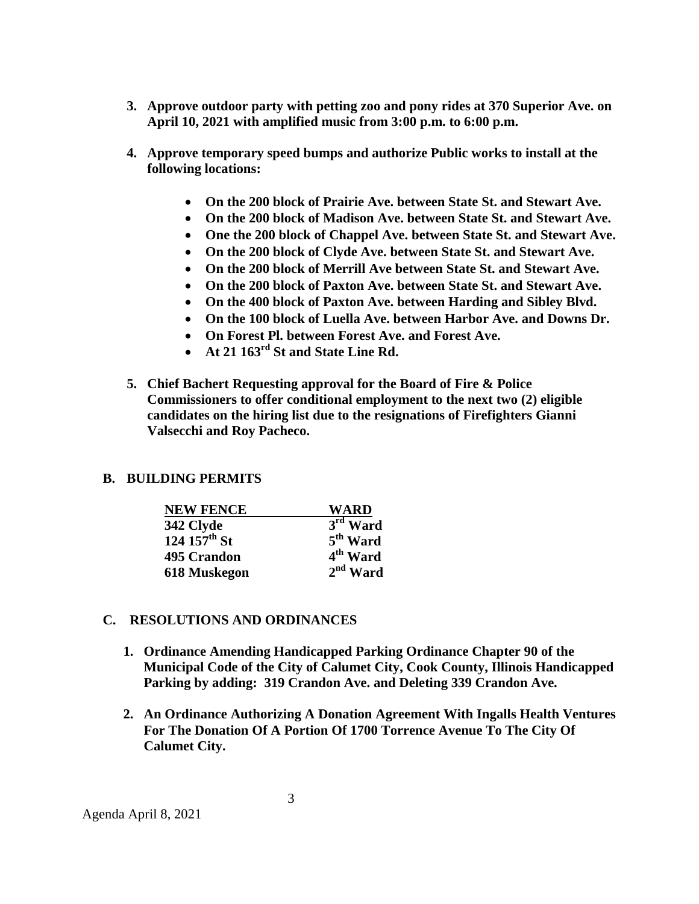3. **Approve outdoor party with petting zoo and pony rides at 370 Superior Ave. on April 10, 2021 with amplified music from 3:00 p.m. to 6:00 p.m.**

4. **Approve temporary speed bumps and authorize Public works to install at the following locations:**

   - **On the 200 block of Prairie Ave. between State St. and Stewart Ave.**
   - **On the 200 block of Madison Ave. between State St. and Stewart Ave.**
   - **One the 200 block of Chappel Ave. between State St. and Stewart Ave.**
   - **On the 200 block of Clyde Ave. between State St. and Stewart Ave.**
   - **On the 200 block of Merrill Ave between State St. and Stewart Ave.**
   - **On the 200 block of Paxton Ave. between State St. and Stewart Ave.**
   - **On the 400 block of Paxton Ave. between Harding and Sibley Blvd.**
   - **On the 100 block of Luella Ave. between Harbor Ave. and Downs Dr.**
   - **On Forest Pl. between Forest Ave. and Forest Ave.**
   - **At 21 163rd St and State Line Rd.**

5. **Chief Bachert Requesting approval for the Board of Fire & Police Commissioners to offer conditional employment to the next two (2) eligible candidates on the hiring list due to the resignations of Firefighters Gianni Valsecchi and Roy Pacheco.**

## B. BUILDING PERMITS

| NEW FENCE | WARD |
|---|---|
| 342 Clyde | 3rd Ward |
| 124 157th St | 5th Ward |
| 495 Crandon | 4th Ward |
| 618 Muskegon | 2nd Ward |

## C. RESOLUTIONS AND ORDINANCES

1. **Ordinance Amending Handicapped Parking Ordinance Chapter 90 of the Municipal Code of the City of Calumet City, Cook County, Illinois Handicapped Parking by adding: 319 Crandon Ave. and Deleting 339 Crandon Ave.**

2. **An Ordinance Authorizing A Donation Agreement With Ingalls Health Ventures For The Donation Of A Portion Of 1700 Torrence Avenue To The City Of Calumet City.**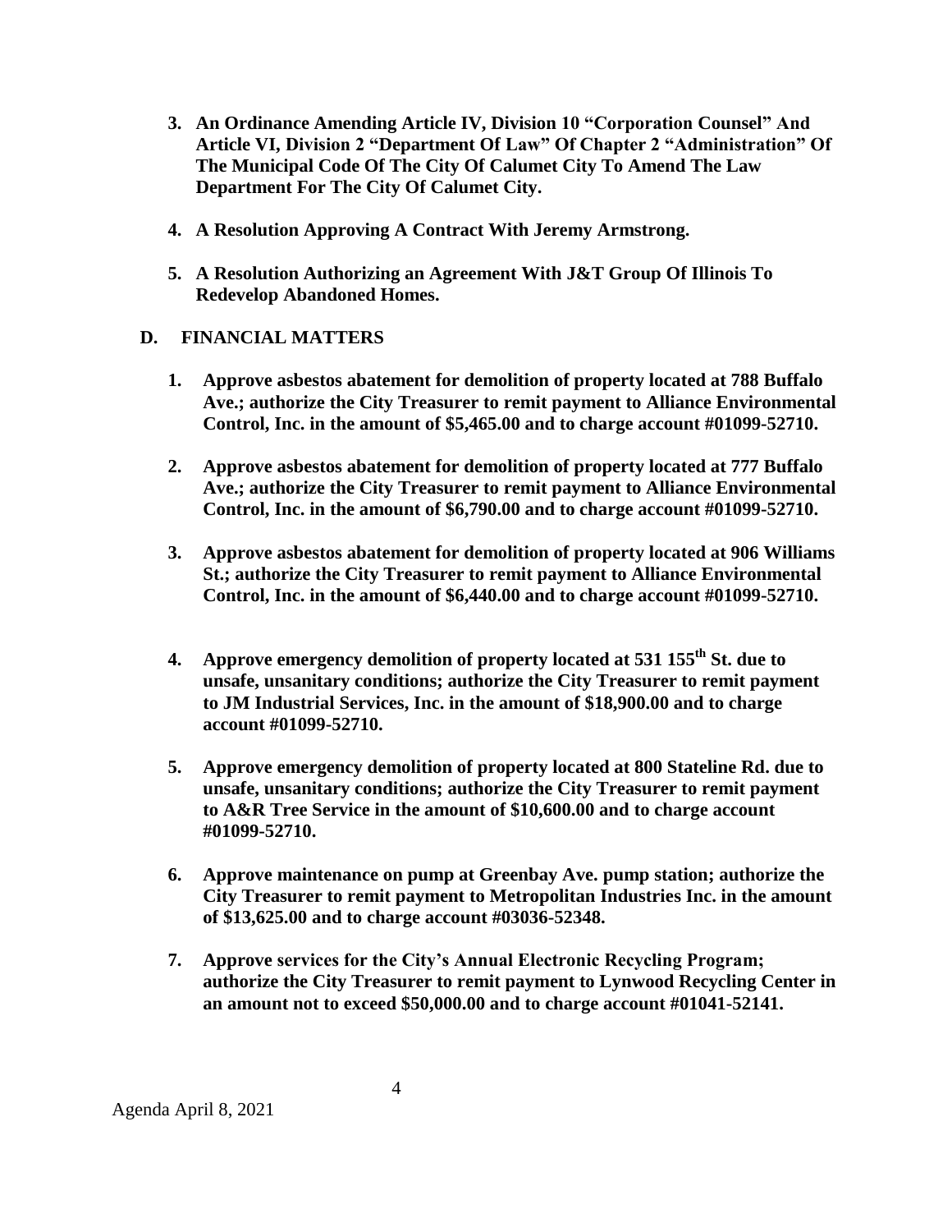3. **An Ordinance Amending Article IV, Division 10 "Corporation Counsel" And Article VI, Division 2 "Department Of Law" Of Chapter 2 "Administration" Of The Municipal Code Of The City Of Calumet City To Amend The Law Department For The City Of Calumet City.**

4. **A Resolution Approving A Contract With Jeremy Armstrong.**

5. **A Resolution Authorizing an Agreement With J&T Group Of Illinois To Redevelop Abandoned Homes.**

## D. FINANCIAL MATTERS

1. **Approve asbestos abatement for demolition of property located at 788 Buffalo Ave.; authorize the City Treasurer to remit payment to Alliance Environmental Control, Inc. in the amount of $5,465.00 and to charge account #01099-52710.**

2. **Approve asbestos abatement for demolition of property located at 777 Buffalo Ave.; authorize the City Treasurer to remit payment to Alliance Environmental Control, Inc. in the amount of $6,790.00 and to charge account #01099-52710.**

3. **Approve asbestos abatement for demolition of property located at 906 Williams St.; authorize the City Treasurer to remit payment to Alliance Environmental Control, Inc. in the amount of $6,440.00 and to charge account #01099-52710.**

4. **Approve emergency demolition of property located at 531 155th St. due to unsafe, unsanitary conditions; authorize the City Treasurer to remit payment to JM Industrial Services, Inc. in the amount of $18,900.00 and to charge account #01099-52710.**

5. **Approve emergency demolition of property located at 800 Stateline Rd. due to unsafe, unsanitary conditions; authorize the City Treasurer to remit payment to A&R Tree Service in the amount of $10,600.00 and to charge account #01099-52710.**

6. **Approve maintenance on pump at Greenbay Ave. pump station; authorize the City Treasurer to remit payment to Metropolitan Industries Inc. in the amount of $13,625.00 and to charge account #03036-52348.**

7. **Approve services for the City's Annual Electronic Recycling Program; authorize the City Treasurer to remit payment to Lynwood Recycling Center in an amount not to exceed $50,000.00 and to charge account #01041-52141.**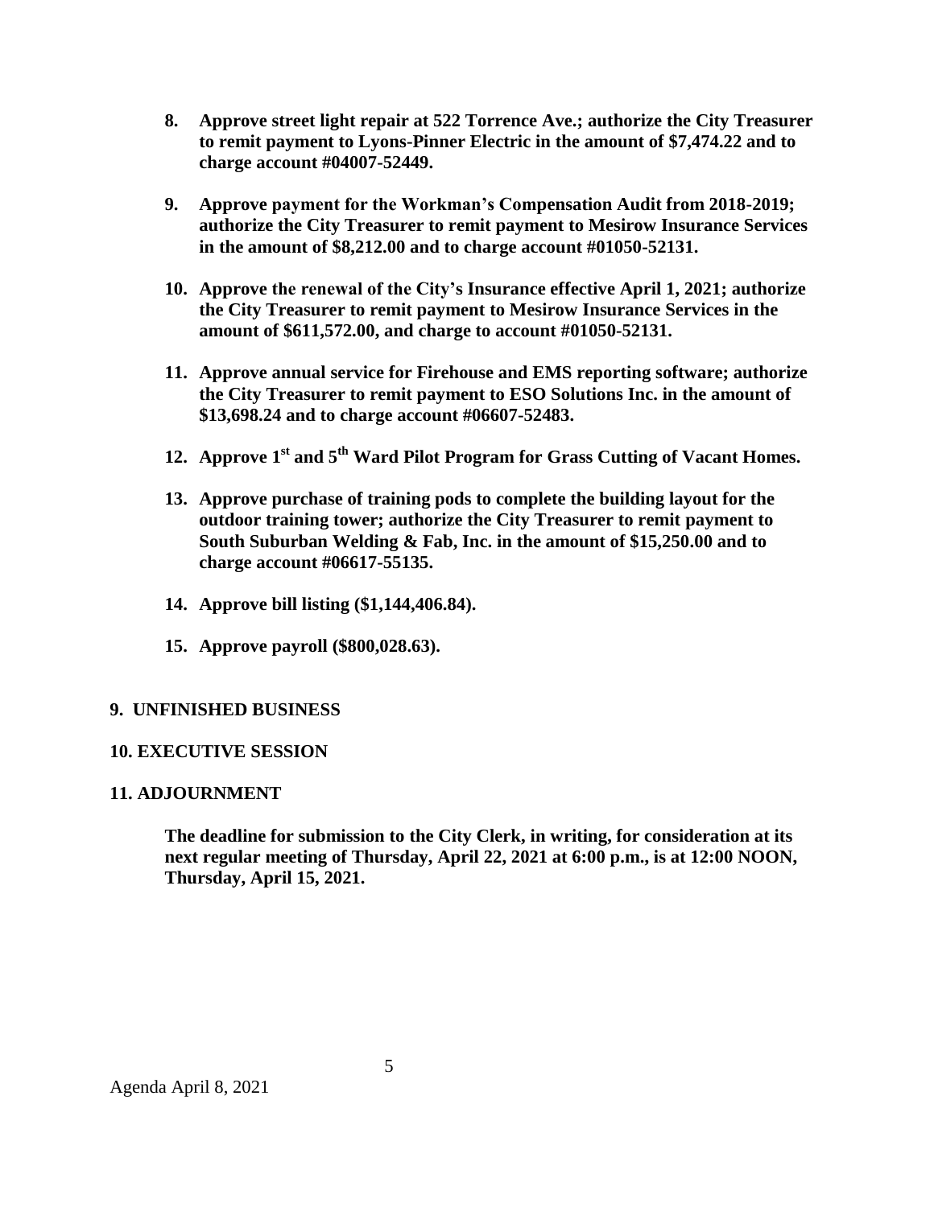8. **Approve street light repair at 522 Torrence Ave.; authorize the City Treasurer to remit payment to Lyons-Pinner Electric in the amount of $7,474.22 and to charge account #04007-52449.**

9. **Approve payment for the Workman's Compensation Audit from 2018-2019; authorize the City Treasurer to remit payment to Mesirow Insurance Services in the amount of $8,212.00 and to charge account #01050-52131.**

10. **Approve the renewal of the City's Insurance effective April 1, 2021; authorize the City Treasurer to remit payment to Mesirow Insurance Services in the amount of $611,572.00, and charge to account #01050-52131.**

11. **Approve annual service for Firehouse and EMS reporting software; authorize the City Treasurer to remit payment to ESO Solutions Inc. in the amount of $13,698.24 and to charge account #06607-52483.**

12. **Approve 1st and 5th Ward Pilot Program for Grass Cutting of Vacant Homes.**

13. **Approve purchase of training pods to complete the building layout for the outdoor training tower; authorize the City Treasurer to remit payment to South Suburban Welding & Fab, Inc. in the amount of $15,250.00 and to charge account #06617-55135.**

14. **Approve bill listing ($1,144,406.84).**

15. **Approve payroll ($800,028.63).**

**9. UNFINISHED BUSINESS**

**10. EXECUTIVE SESSION**

**11. ADJOURNMENT**

**The deadline for submission to the City Clerk, in writing, for consideration at its next regular meeting of Thursday, April 22, 2021 at 6:00 p.m., is at 12:00 NOON, Thursday, April 15, 2021.**